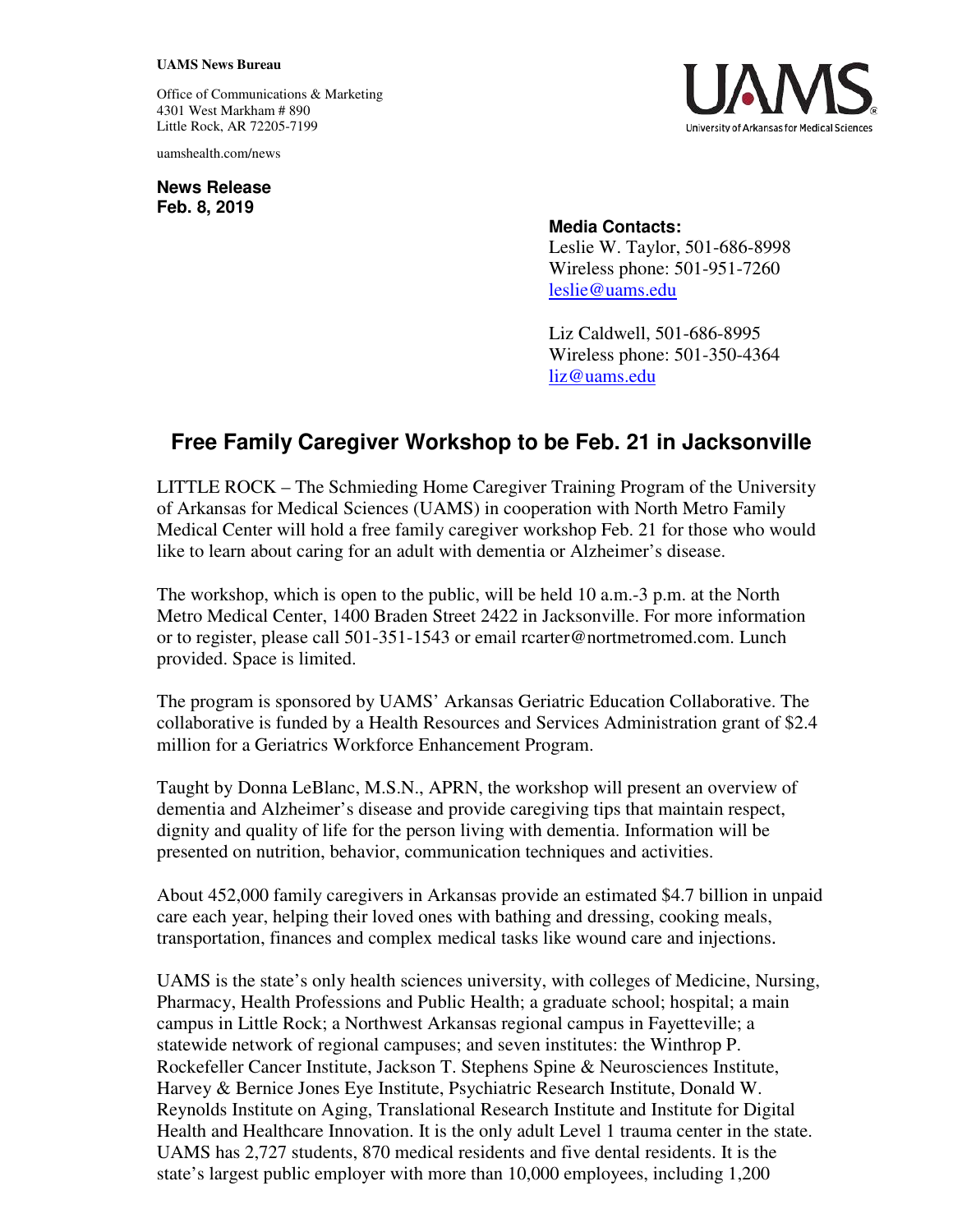**UAMS News Bureau**

Office of Communications & Marketing
4301 West Markham # 890
Little Rock, AR 72205-7199

uamshealth.com/news

UAMS
University of Arkansas for Medical Sciences

**News Release**
**Feb. 8, 2019**

**Media Contacts:**
Leslie W. Taylor, 501-686-8998
Wireless phone: 501-951-7260
leslie@uams.edu

Liz Caldwell, 501-686-8995
Wireless phone: 501-350-4364
liz@uams.edu

# Free Family Caregiver Workshop to be Feb. 21 in Jacksonville

LITTLE ROCK – The Schmieding Home Caregiver Training Program of the University of Arkansas for Medical Sciences (UAMS) in cooperation with North Metro Family Medical Center will hold a free family caregiver workshop Feb. 21 for those who would like to learn about caring for an adult with dementia or Alzheimer's disease.

The workshop, which is open to the public, will be held 10 a.m.-3 p.m. at the North Metro Medical Center, 1400 Braden Street 2422 in Jacksonville. For more information or to register, please call 501-351-1543 or email rcarter@nortmetromed.com. Lunch provided. Space is limited.

The program is sponsored by UAMS' Arkansas Geriatric Education Collaborative. The collaborative is funded by a Health Resources and Services Administration grant of $2.4 million for a Geriatrics Workforce Enhancement Program.

Taught by Donna LeBlanc, M.S.N., APRN, the workshop will present an overview of dementia and Alzheimer's disease and provide caregiving tips that maintain respect, dignity and quality of life for the person living with dementia. Information will be presented on nutrition, behavior, communication techniques and activities.

About 452,000 family caregivers in Arkansas provide an estimated $4.7 billion in unpaid care each year, helping their loved ones with bathing and dressing, cooking meals, transportation, finances and complex medical tasks like wound care and injections.

UAMS is the state's only health sciences university, with colleges of Medicine, Nursing, Pharmacy, Health Professions and Public Health; a graduate school; hospital; a main campus in Little Rock; a Northwest Arkansas regional campus in Fayetteville; a statewide network of regional campuses; and seven institutes: the Winthrop P. Rockefeller Cancer Institute, Jackson T. Stephens Spine & Neurosciences Institute, Harvey & Bernice Jones Eye Institute, Psychiatric Research Institute, Donald W. Reynolds Institute on Aging, Translational Research Institute and Institute for Digital Health and Healthcare Innovation. It is the only adult Level 1 trauma center in the state. UAMS has 2,727 students, 870 medical residents and five dental residents. It is the state's largest public employer with more than 10,000 employees, including 1,200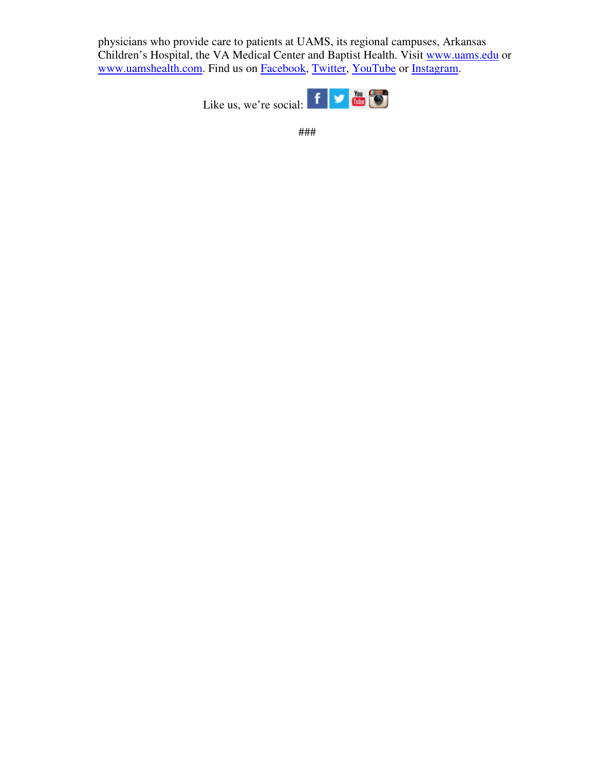physicians who provide care to patients at UAMS, its regional campuses, Arkansas Children's Hospital, the VA Medical Center and Baptist Health. Visit www.uams.edu or www.uamshealth.com. Find us on Facebook, Twitter, YouTube or Instagram.

Like us, we're social:

###